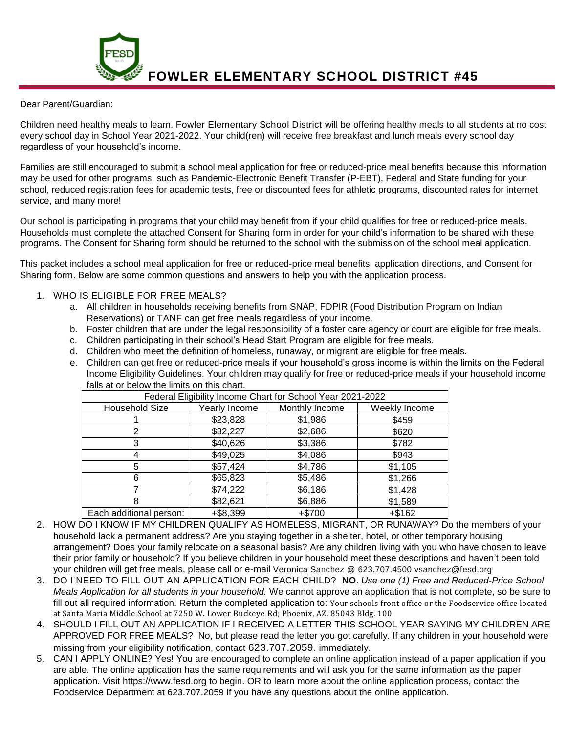# FOWLER ELEMENTARY SCHOOL DISTRICT #45

Dear Parent/Guardian:

Children need healthy meals to learn. Fowler Elementary School District will be offering healthy meals to all students at no cost every school day in School Year 2021-2022. Your child(ren) will receive free breakfast and lunch meals every school day regardless of your household's income.

Families are still encouraged to submit a school meal application for free or reduced-price meal benefits because this information may be used for other programs, such as Pandemic-Electronic Benefit Transfer (P-EBT), Federal and State funding for your school, reduced registration fees for academic tests, free or discounted fees for athletic programs, discounted rates for internet service, and many more!

Our school is participating in programs that your child may benefit from if your child qualifies for free or reduced-price meals. Households must complete the attached Consent for Sharing form in order for your child's information to be shared with these programs. The Consent for Sharing form should be returned to the school with the submission of the school meal application.

This packet includes a school meal application for free or reduced-price meal benefits, application directions, and Consent for Sharing form. Below are some common questions and answers to help you with the application process.

1. WHO IS ELIGIBLE FOR FREE MEALS?
   a. All children in households receiving benefits from SNAP, FDPIR (Food Distribution Program on Indian Reservations) or TANF can get free meals regardless of your income.
   b. Foster children that are under the legal responsibility of a foster care agency or court are eligible for free meals.
   c. Children participating in their school's Head Start Program are eligible for free meals.
   d. Children who meet the definition of homeless, runaway, or migrant are eligible for free meals.
   e. Children can get free or reduced-price meals if your household's gross income is within the limits on the Federal Income Eligibility Guidelines. Your children may qualify for free or reduced-price meals if your household income falls at or below the limits on this chart.

| Federal Eligibility Income Chart for School Year 2021-2022 | | | |
|---|---|---|---|
| Household Size | Yearly Income | Monthly Income | Weekly Income |
| 1 | $23,828 | $1,986 | $459 |
| 2 | $32,227 | $2,686 | $620 |
| 3 | $40,626 | $3,386 | $782 |
| 4 | $49,025 | $4,086 | $943 |
| 5 | $57,424 | $4,786 | $1,105 |
| 6 | $65,823 | $5,486 | $1,266 |
| 7 | $74,222 | $6,186 | $1,428 |
| 8 | $82,621 | $6,886 | $1,589 |
| Each additional person: | +$8,399 | +$700 | +$162 |

2. HOW DO I KNOW IF MY CHILDREN QUALIFY AS HOMELESS, MIGRANT, OR RUNAWAY? Do the members of your household lack a permanent address? Are you staying together in a shelter, hotel, or other temporary housing arrangement? Does your family relocate on a seasonal basis? Are any children living with you who have chosen to leave their prior family or household? If you believe children in your household meet these descriptions and haven't been told your children will get free meals, please call or e-mail Veronica Sanchez @ 623.707.4500 vsanchez@fesd.org
3. DO I NEED TO FILL OUT AN APPLICATION FOR EACH CHILD? **NO**. *Use one (1) Free and Reduced-Price School Meals Application for all students in your household.* We cannot approve an application that is not complete, so be sure to fill out all required information. Return the completed application to: Your schools front office or the Foodservice office located at Santa Maria Middle School at 7250 W. Lower Buckeye Rd; Phoenix, AZ. 85043 Bldg. 100
4. SHOULD I FILL OUT AN APPLICATION IF I RECEIVED A LETTER THIS SCHOOL YEAR SAYING MY CHILDREN ARE APPROVED FOR FREE MEALS? No, but please read the letter you got carefully. If any children in your household were missing from your eligibility notification, contact 623.707.2059. immediately.
5. CAN I APPLY ONLINE? Yes! You are encouraged to complete an online application instead of a paper application if you are able. The online application has the same requirements and will ask you for the same information as the paper application. Visit https://www.fesd.org to begin. OR to learn more about the online application process, contact the Foodservice Department at 623.707.2059 if you have any questions about the online application.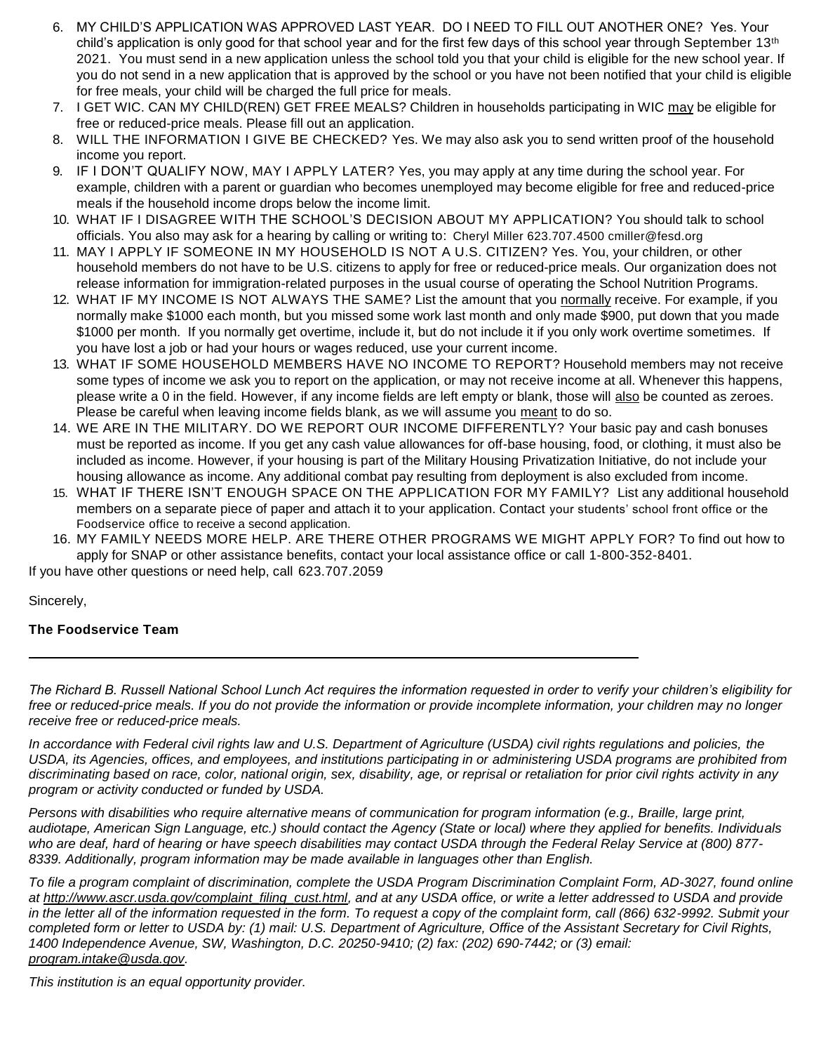6. MY CHILD'S APPLICATION WAS APPROVED LAST YEAR. DO I NEED TO FILL OUT ANOTHER ONE? Yes. Your child's application is only good for that school year and for the first few days of this school year through September 13th 2021. You must send in a new application unless the school told you that your child is eligible for the new school year. If you do not send in a new application that is approved by the school or you have not been notified that your child is eligible for free meals, your child will be charged the full price for meals.
7. I GET WIC. CAN MY CHILD(REN) GET FREE MEALS? Children in households participating in WIC may be eligible for free or reduced-price meals. Please fill out an application.
8. WILL THE INFORMATION I GIVE BE CHECKED? Yes. We may also ask you to send written proof of the household income you report.
9. IF I DON'T QUALIFY NOW, MAY I APPLY LATER? Yes, you may apply at any time during the school year. For example, children with a parent or guardian who becomes unemployed may become eligible for free and reduced-price meals if the household income drops below the income limit.
10. WHAT IF I DISAGREE WITH THE SCHOOL'S DECISION ABOUT MY APPLICATION? You should talk to school officials. You also may ask for a hearing by calling or writing to: Cheryl Miller 623.707.4500 cmiller@fesd.org
11. MAY I APPLY IF SOMEONE IN MY HOUSEHOLD IS NOT A U.S. CITIZEN? Yes. You, your children, or other household members do not have to be U.S. citizens to apply for free or reduced-price meals. Our organization does not release information for immigration-related purposes in the usual course of operating the School Nutrition Programs.
12. WHAT IF MY INCOME IS NOT ALWAYS THE SAME? List the amount that you normally receive. For example, if you normally make $1000 each month, but you missed some work last month and only made $900, put down that you made $1000 per month. If you normally get overtime, include it, but do not include it if you only work overtime sometimes. If you have lost a job or had your hours or wages reduced, use your current income.
13. WHAT IF SOME HOUSEHOLD MEMBERS HAVE NO INCOME TO REPORT? Household members may not receive some types of income we ask you to report on the application, or may not receive income at all. Whenever this happens, please write a 0 in the field. However, if any income fields are left empty or blank, those will also be counted as zeroes. Please be careful when leaving income fields blank, as we will assume you meant to do so.
14. WE ARE IN THE MILITARY. DO WE REPORT OUR INCOME DIFFERENTLY? Your basic pay and cash bonuses must be reported as income. If you get any cash value allowances for off-base housing, food, or clothing, it must also be included as income. However, if your housing is part of the Military Housing Privatization Initiative, do not include your housing allowance as income. Any additional combat pay resulting from deployment is also excluded from income.
15. WHAT IF THERE ISN'T ENOUGH SPACE ON THE APPLICATION FOR MY FAMILY? List any additional household members on a separate piece of paper and attach it to your application. Contact your students' school front office or the Foodservice office to receive a second application.
16. MY FAMILY NEEDS MORE HELP. ARE THERE OTHER PROGRAMS WE MIGHT APPLY FOR? To find out how to apply for SNAP or other assistance benefits, contact your local assistance office or call 1-800-352-8401.

If you have other questions or need help, call 623.707.2059

Sincerely,

**The Foodservice Team**

---

*The Richard B. Russell National School Lunch Act requires the information requested in order to verify your children's eligibility for free or reduced-price meals. If you do not provide the information or provide incomplete information, your children may no longer receive free or reduced-price meals.*

*In accordance with Federal civil rights law and U.S. Department of Agriculture (USDA) civil rights regulations and policies, the USDA, its Agencies, offices, and employees, and institutions participating in or administering USDA programs are prohibited from discriminating based on race, color, national origin, sex, disability, age, or reprisal or retaliation for prior civil rights activity in any program or activity conducted or funded by USDA.*

*Persons with disabilities who require alternative means of communication for program information (e.g., Braille, large print, audiotape, American Sign Language, etc.) should contact the Agency (State or local) where they applied for benefits. Individuals who are deaf, hard of hearing or have speech disabilities may contact USDA through the Federal Relay Service at (800) 877-8339. Additionally, program information may be made available in languages other than English.*

*To file a program complaint of discrimination, complete the USDA Program Discrimination Complaint Form, AD-3027, found online at http://www.ascr.usda.gov/complaint_filing_cust.html, and at any USDA office, or write a letter addressed to USDA and provide in the letter all of the information requested in the form. To request a copy of the complaint form, call (866) 632-9992. Submit your completed form or letter to USDA by: (1) mail: U.S. Department of Agriculture, Office of the Assistant Secretary for Civil Rights, 1400 Independence Avenue, SW, Washington, D.C. 20250-9410; (2) fax: (202) 690-7442; or (3) email: program.intake@usda.gov.*

*This institution is an equal opportunity provider.*